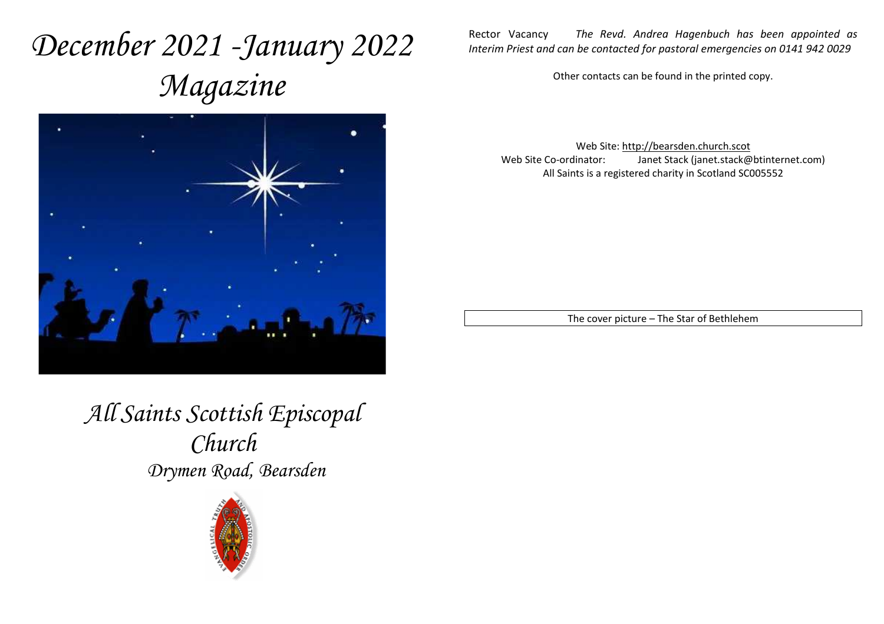# December 2021 -January 2022 Magazine

## All Saints Scottish Episcopal Church

### Drymen Road, Bearsden

Rector Vacancy *The Revd. Andrea Hagenbuch has been appointed as Interim Priest and can be contacted for pastoral emergencies on 0141 942 0029*

Other contacts can be found in the printed copy.

Web Site: http://bearsden.church.scot
Web Site Co-ordinator: Janet Stack (janet.stack@btinternet.com)
All Saints is a registered charity in Scotland SC005552

The cover picture – The Star of Bethlehem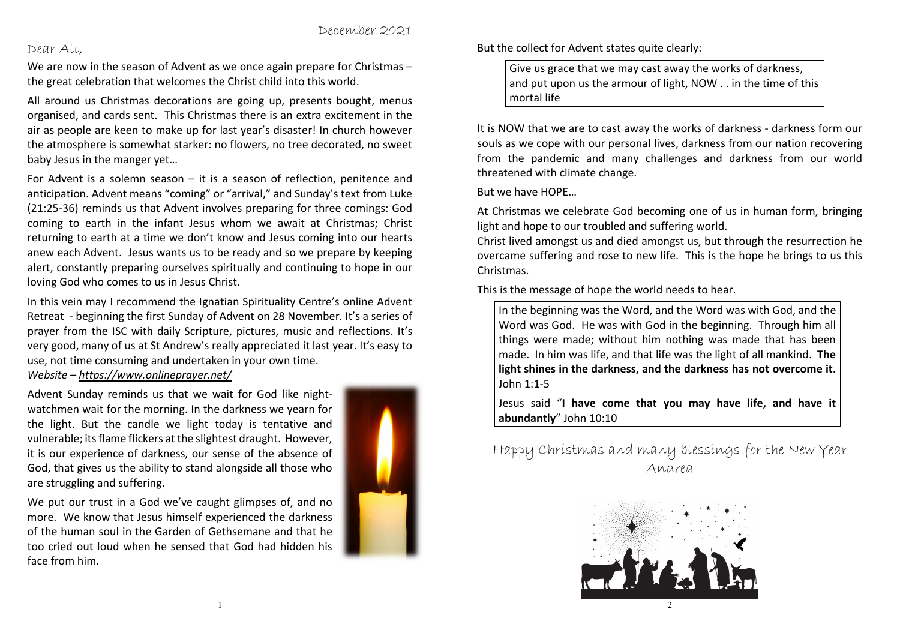December 2021

Dear All,

We are now in the season of Advent as we once again prepare for Christmas – the great celebration that welcomes the Christ child into this world.

All around us Christmas decorations are going up, presents bought, menus organised, and cards sent. This Christmas there is an extra excitement in the air as people are keen to make up for last year's disaster! In church however the atmosphere is somewhat starker: no flowers, no tree decorated, no sweet baby Jesus in the manger yet…

For Advent is a solemn season – it is a season of reflection, penitence and anticipation. Advent means "coming" or "arrival," and Sunday's text from Luke (21:25-36) reminds us that Advent involves preparing for three comings: God coming to earth in the infant Jesus whom we await at Christmas; Christ returning to earth at a time we don't know and Jesus coming into our hearts anew each Advent. Jesus wants us to be ready and so we prepare by keeping alert, constantly preparing ourselves spiritually and continuing to hope in our loving God who comes to us in Jesus Christ.

In this vein may I recommend the Ignatian Spirituality Centre's online Advent Retreat - beginning the first Sunday of Advent on 28 November. It's a series of prayer from the ISC with daily Scripture, pictures, music and reflections. It's very good, many of us at St Andrew's really appreciated it last year. It's easy to use, not time consuming and undertaken in your own time.

*Website – https://www.onlineprayer.net/*

Advent Sunday reminds us that we wait for God like night-watchmen wait for the morning. In the darkness we yearn for the light. But the candle we light today is tentative and vulnerable; its flame flickers at the slightest draught. However, it is our experience of darkness, our sense of the absence of God, that gives us the ability to stand alongside all those who are struggling and suffering.

We put our trust in a God we've caught glimpses of, and no more. We know that Jesus himself experienced the darkness of the human soul in the Garden of Gethsemane and that he too cried out loud when he sensed that God had hidden his face from him.

But the collect for Advent states quite clearly:

> Give us grace that we may cast away the works of darkness, and put upon us the armour of light, NOW . . in the time of this mortal life

It is NOW that we are to cast away the works of darkness - darkness form our souls as we cope with our personal lives, darkness from our nation recovering from the pandemic and many challenges and darkness from our world threatened with climate change.

But we have HOPE…

At Christmas we celebrate God becoming one of us in human form, bringing light and hope to our troubled and suffering world.

Christ lived amongst us and died amongst us, but through the resurrection he overcame suffering and rose to new life. This is the hope he brings to us this Christmas.

This is the message of hope the world needs to hear.

> In the beginning was the Word, and the Word was with God, and the Word was God. He was with God in the beginning. Through him all things were made; without him nothing was made that has been made. In him was life, and that life was the light of all mankind. **The light shines in the darkness, and the darkness has not overcome it.** John 1:1-5
>
> Jesus said "**I have come that you may have life, and have it abundantly**" John 10:10

Happy Christmas and many blessings for the New Year

Andrea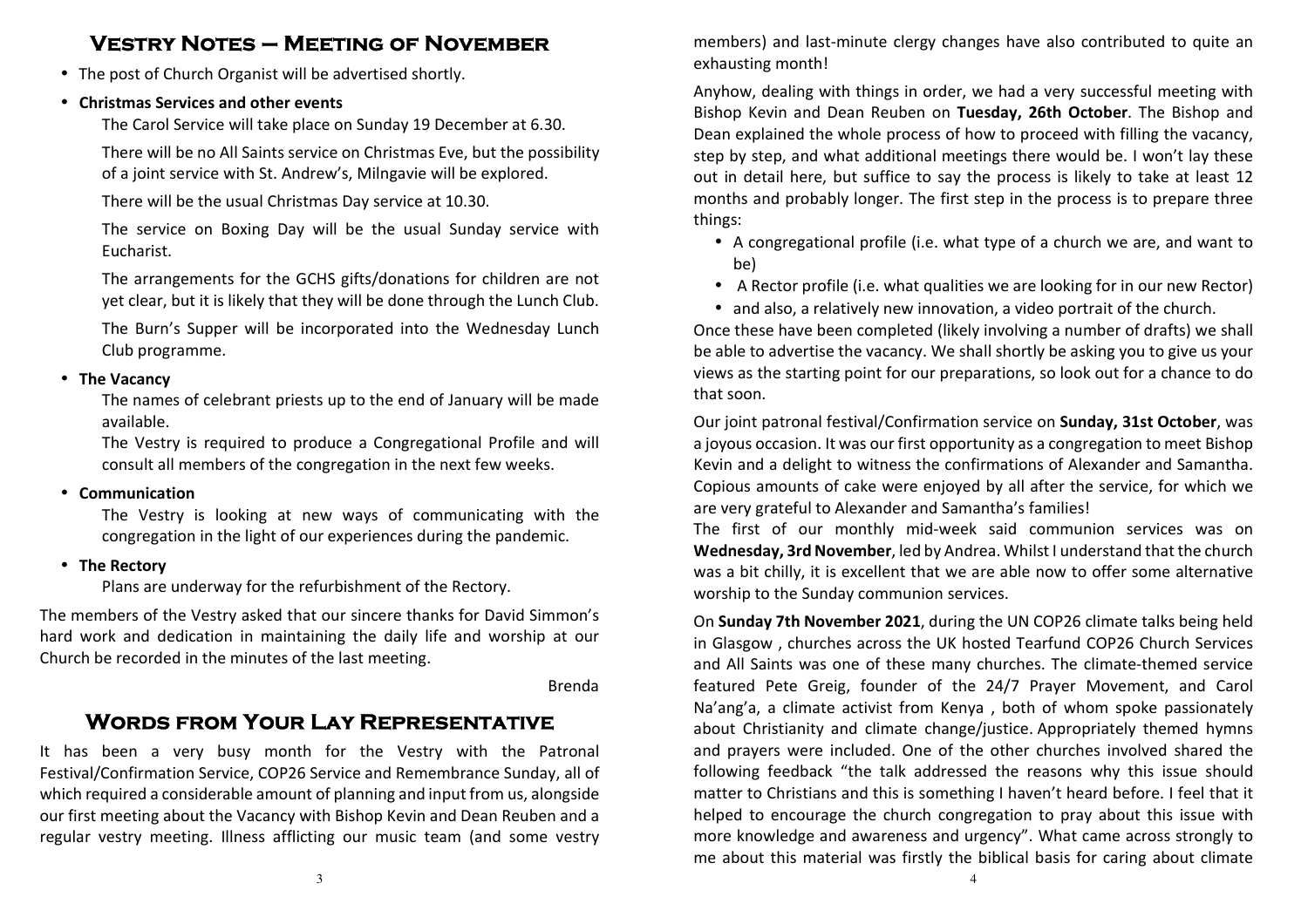## Vestry Notes – Meeting of November

- The post of Church Organist will be advertised shortly.
- **Christmas Services and other events**

  The Carol Service will take place on Sunday 19 December at 6.30.

  There will be no All Saints service on Christmas Eve, but the possibility of a joint service with St. Andrew's, Milngavie will be explored.

  There will be the usual Christmas Day service at 10.30.

  The service on Boxing Day will be the usual Sunday service with Eucharist.

  The arrangements for the GCHS gifts/donations for children are not yet clear, but it is likely that they will be done through the Lunch Club.

  The Burn's Supper will be incorporated into the Wednesday Lunch Club programme.
- **The Vacancy**

  The names of celebrant priests up to the end of January will be made available.

  The Vestry is required to produce a Congregational Profile and will consult all members of the congregation in the next few weeks.
- **Communication**

  The Vestry is looking at new ways of communicating with the congregation in the light of our experiences during the pandemic.
- **The Rectory**

  Plans are underway for the refurbishment of the Rectory.

The members of the Vestry asked that our sincere thanks for David Simmon's hard work and dedication in maintaining the daily life and worship at our Church be recorded in the minutes of the last meeting.

Brenda

## Words from Your Lay Representative

It has been a very busy month for the Vestry with the Patronal Festival/Confirmation Service, COP26 Service and Remembrance Sunday, all of which required a considerable amount of planning and input from us, alongside our first meeting about the Vacancy with Bishop Kevin and Dean Reuben and a regular vestry meeting. Illness afflicting our music team (and some vestry members) and last-minute clergy changes have also contributed to quite an exhausting month!

Anyhow, dealing with things in order, we had a very successful meeting with Bishop Kevin and Dean Reuben on **Tuesday, 26th October**. The Bishop and Dean explained the whole process of how to proceed with filling the vacancy, step by step, and what additional meetings there would be. I won't lay these out in detail here, but suffice to say the process is likely to take at least 12 months and probably longer. The first step in the process is to prepare three things:

- A congregational profile (i.e. what type of a church we are, and want to be)
- A Rector profile (i.e. what qualities we are looking for in our new Rector)
- and also, a relatively new innovation, a video portrait of the church.

Once these have been completed (likely involving a number of drafts) we shall be able to advertise the vacancy. We shall shortly be asking you to give us your views as the starting point for our preparations, so look out for a chance to do that soon.

Our joint patronal festival/Confirmation service on **Sunday, 31st October**, was a joyous occasion. It was our first opportunity as a congregation to meet Bishop Kevin and a delight to witness the confirmations of Alexander and Samantha. Copious amounts of cake were enjoyed by all after the service, for which we are very grateful to Alexander and Samantha's families!

The first of our monthly mid-week said communion services was on **Wednesday, 3rd November**, led by Andrea. Whilst I understand that the church was a bit chilly, it is excellent that we are able now to offer some alternative worship to the Sunday communion services.

On **Sunday 7th November 2021**, during the UN COP26 climate talks being held in Glasgow , churches across the UK hosted Tearfund COP26 Church Services and All Saints was one of these many churches. The climate-themed service featured Pete Greig, founder of the 24/7 Prayer Movement, and Carol Na'ang'a, a climate activist from Kenya , both of whom spoke passionately about Christianity and climate change/justice. Appropriately themed hymns and prayers were included. One of the other churches involved shared the following feedback "the talk addressed the reasons why this issue should matter to Christians and this is something I haven't heard before. I feel that it helped to encourage the church congregation to pray about this issue with more knowledge and awareness and urgency". What came across strongly to me about this material was firstly the biblical basis for caring about climate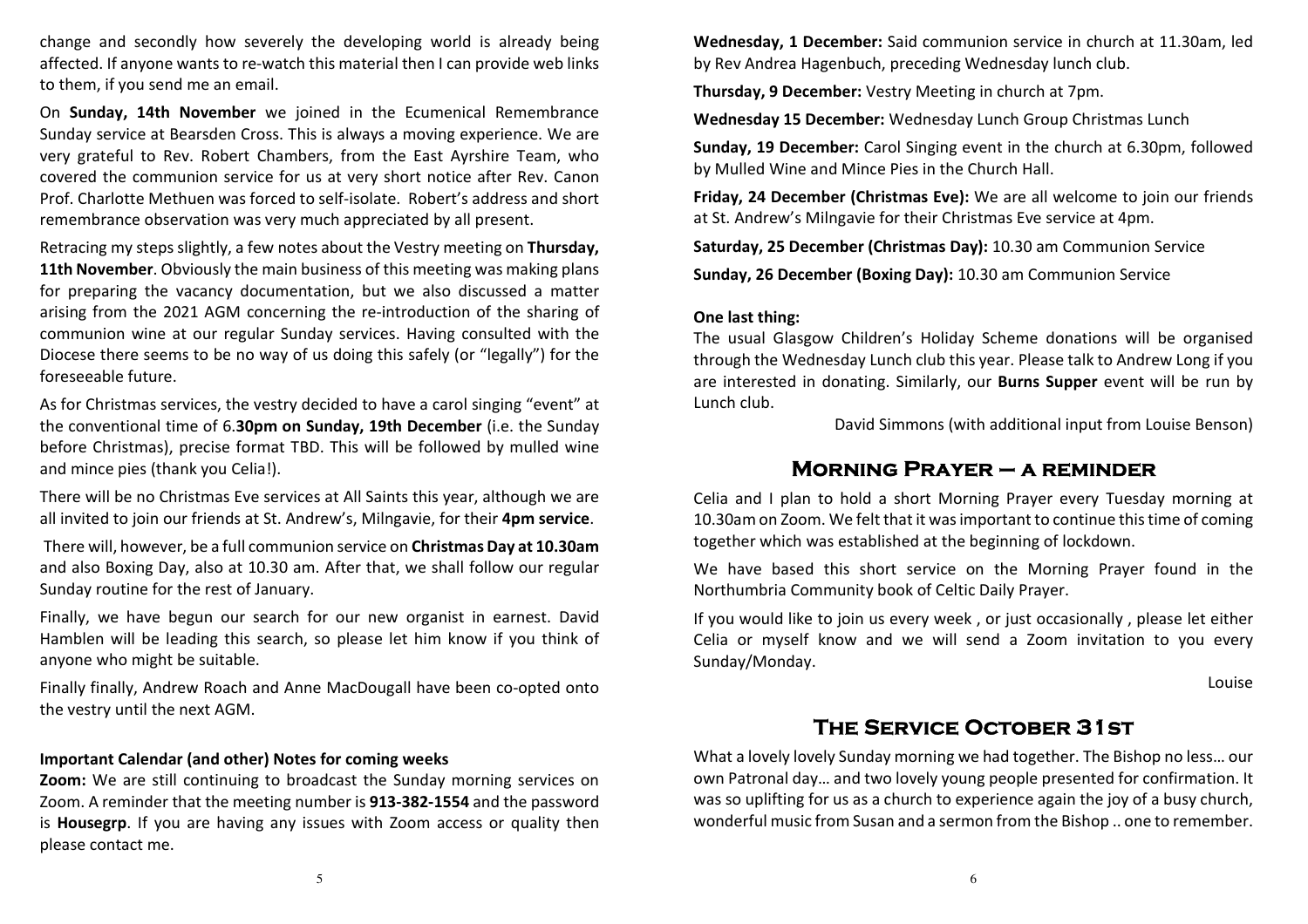change and secondly how severely the developing world is already being affected. If anyone wants to re-watch this material then I can provide web links to them, if you send me an email.

On **Sunday, 14th November** we joined in the Ecumenical Remembrance Sunday service at Bearsden Cross. This is always a moving experience. We are very grateful to Rev. Robert Chambers, from the East Ayrshire Team, who covered the communion service for us at very short notice after Rev. Canon Prof. Charlotte Methuen was forced to self-isolate. Robert's address and short remembrance observation was very much appreciated by all present.

Retracing my steps slightly, a few notes about the Vestry meeting on **Thursday, 11th November**. Obviously the main business of this meeting was making plans for preparing the vacancy documentation, but we also discussed a matter arising from the 2021 AGM concerning the re-introduction of the sharing of communion wine at our regular Sunday services. Having consulted with the Diocese there seems to be no way of us doing this safely (or "legally") for the foreseeable future.

As for Christmas services, the vestry decided to have a carol singing "event" at the conventional time of 6.**30pm on Sunday, 19th December** (i.e. the Sunday before Christmas), precise format TBD. This will be followed by mulled wine and mince pies (thank you Celia!).

There will be no Christmas Eve services at All Saints this year, although we are all invited to join our friends at St. Andrew's, Milngavie, for their **4pm service**.

There will, however, be a full communion service on **Christmas Day at 10.30am** and also Boxing Day, also at 10.30 am. After that, we shall follow our regular Sunday routine for the rest of January.

Finally, we have begun our search for our new organist in earnest. David Hamblen will be leading this search, so please let him know if you think of anyone who might be suitable.

Finally finally, Andrew Roach and Anne MacDougall have been co-opted onto the vestry until the next AGM.

**Important Calendar (and other) Notes for coming weeks**

**Zoom:** We are still continuing to broadcast the Sunday morning services on Zoom. A reminder that the meeting number is **913-382-1554** and the password is **Housegrp**. If you are having any issues with Zoom access or quality then please contact me.

**Wednesday, 1 December:** Said communion service in church at 11.30am, led by Rev Andrea Hagenbuch, preceding Wednesday lunch club.

**Thursday, 9 December:** Vestry Meeting in church at 7pm.

**Wednesday 15 December:** Wednesday Lunch Group Christmas Lunch

**Sunday, 19 December:** Carol Singing event in the church at 6.30pm, followed by Mulled Wine and Mince Pies in the Church Hall.

**Friday, 24 December (Christmas Eve):** We are all welcome to join our friends at St. Andrew's Milngavie for their Christmas Eve service at 4pm.

**Saturday, 25 December (Christmas Day):** 10.30 am Communion Service

**Sunday, 26 December (Boxing Day):** 10.30 am Communion Service

**One last thing:**

The usual Glasgow Children's Holiday Scheme donations will be organised through the Wednesday Lunch club this year. Please talk to Andrew Long if you are interested in donating. Similarly, our **Burns Supper** event will be run by Lunch club.

David Simmons (with additional input from Louise Benson)

## Morning Prayer – a reminder

Celia and I plan to hold a short Morning Prayer every Tuesday morning at 10.30am on Zoom. We felt that it was important to continue this time of coming together which was established at the beginning of lockdown.

We have based this short service on the Morning Prayer found in the Northumbria Community book of Celtic Daily Prayer.

If you would like to join us every week , or just occasionally , please let either Celia or myself know and we will send a Zoom invitation to you every Sunday/Monday.

Louise

## The Service October 31st

What a lovely lovely Sunday morning we had together. The Bishop no less… our own Patronal day… and two lovely young people presented for confirmation. It was so uplifting for us as a church to experience again the joy of a busy church, wonderful music from Susan and a sermon from the Bishop .. one to remember.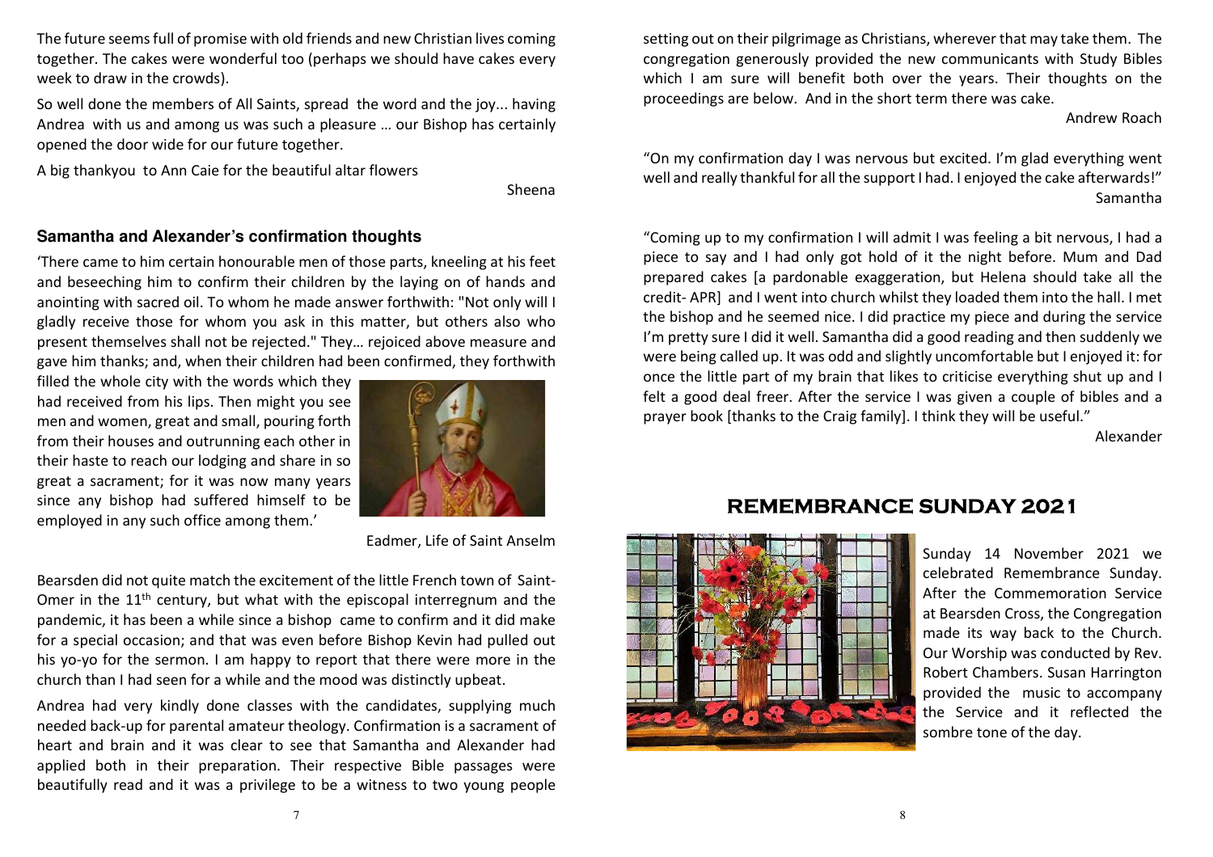The future seems full of promise with old friends and new Christian lives coming together. The cakes were wonderful too (perhaps we should have cakes every week to draw in the crowds).

So well done the members of All Saints, spread the word and the joy... having Andrea with us and among us was such a pleasure … our Bishop has certainly opened the door wide for our future together.

A big thankyou to Ann Caie for the beautiful altar flowers

Sheena

### Samantha and Alexander's confirmation thoughts

'There came to him certain honourable men of those parts, kneeling at his feet and beseeching him to confirm their children by the laying on of hands and anointing with sacred oil. To whom he made answer forthwith: "Not only will I gladly receive those for whom you ask in this matter, but others also who present themselves shall not be rejected." They… rejoiced above measure and gave him thanks; and, when their children had been confirmed, they forthwith filled the whole city with the words which they had received from his lips. Then might you see men and women, great and small, pouring forth from their houses and outrunning each other in their haste to reach our lodging and share in so great a sacrament; for it was now many years since any bishop had suffered himself to be employed in any such office among them.'

Eadmer, Life of Saint Anselm

Bearsden did not quite match the excitement of the little French town of Saint-Omer in the 11th century, but what with the episcopal interregnum and the pandemic, it has been a while since a bishop came to confirm and it did make for a special occasion; and that was even before Bishop Kevin had pulled out his yo-yo for the sermon. I am happy to report that there were more in the church than I had seen for a while and the mood was distinctly upbeat.

Andrea had very kindly done classes with the candidates, supplying much needed back-up for parental amateur theology. Confirmation is a sacrament of heart and brain and it was clear to see that Samantha and Alexander had applied both in their preparation. Their respective Bible passages were beautifully read and it was a privilege to be a witness to two young people setting out on their pilgrimage as Christians, wherever that may take them. The congregation generously provided the new communicants with Study Bibles which I am sure will benefit both over the years. Their thoughts on the proceedings are below. And in the short term there was cake.

Andrew Roach

"On my confirmation day I was nervous but excited. I'm glad everything went well and really thankful for all the support I had. I enjoyed the cake afterwards!"

Samantha

"Coming up to my confirmation I will admit I was feeling a bit nervous, I had a piece to say and I had only got hold of it the night before. Mum and Dad prepared cakes [a pardonable exaggeration, but Helena should take all the credit- APR] and I went into church whilst they loaded them into the hall. I met the bishop and he seemed nice. I did practice my piece and during the service I'm pretty sure I did it well. Samantha did a good reading and then suddenly we were being called up. It was odd and slightly uncomfortable but I enjoyed it: for once the little part of my brain that likes to criticise everything shut up and I felt a good deal freer. After the service I was given a couple of bibles and a prayer book [thanks to the Craig family]. I think they will be useful."

Alexander

## REMEMBRANCE SUNDAY 2021

Sunday 14 November 2021 we celebrated Remembrance Sunday. After the Commemoration Service at Bearsden Cross, the Congregation made its way back to the Church. Our Worship was conducted by Rev. Robert Chambers. Susan Harrington provided the music to accompany the Service and it reflected the sombre tone of the day.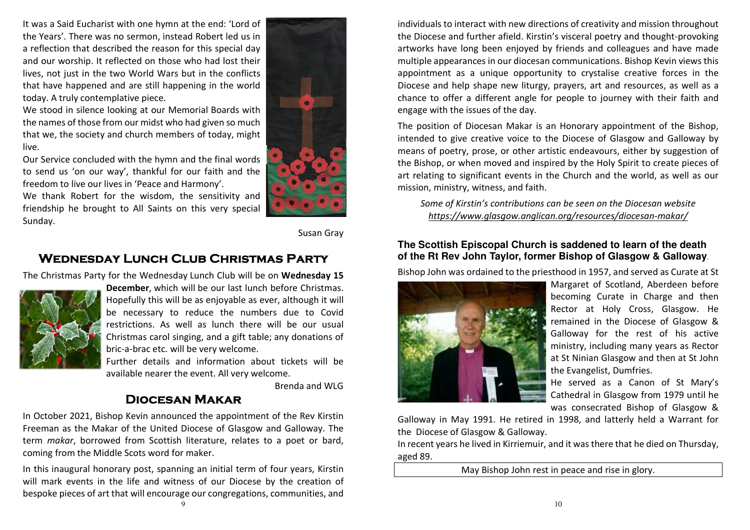It was a Said Eucharist with one hymn at the end: 'Lord of the Years'. There was no sermon, instead Robert led us in a reflection that described the reason for this special day and our worship. It reflected on those who had lost their lives, not just in the two World Wars but in the conflicts that have happened and are still happening in the world today. A truly contemplative piece.

We stood in silence looking at our Memorial Boards with the names of those from our midst who had given so much that we, the society and church members of today, might live.

Our Service concluded with the hymn and the final words to send us 'on our way', thankful for our faith and the freedom to live our lives in 'Peace and Harmony'.

We thank Robert for the wisdom, the sensitivity and friendship he brought to All Saints on this very special Sunday.

Susan Gray

## Wednesday Lunch Club Christmas Party

The Christmas Party for the Wednesday Lunch Club will be on **Wednesday 15 December**, which will be our last lunch before Christmas. Hopefully this will be as enjoyable as ever, although it will be necessary to reduce the numbers due to Covid restrictions. As well as lunch there will be our usual Christmas carol singing, and a gift table; any donations of bric-a-brac etc. will be very welcome.

Further details and information about tickets will be available nearer the event. All very welcome.

Brenda and WLG

## Diocesan Makar

In October 2021, Bishop Kevin announced the appointment of the Rev Kirstin Freeman as the Makar of the United Diocese of Glasgow and Galloway. The term *makar*, borrowed from Scottish literature, relates to a poet or bard, coming from the Middle Scots word for maker.

In this inaugural honorary post, spanning an initial term of four years, Kirstin will mark events in the life and witness of our Diocese by the creation of bespoke pieces of art that will encourage our congregations, communities, and individuals to interact with new directions of creativity and mission throughout the Diocese and further afield. Kirstin's visceral poetry and thought-provoking artworks have long been enjoyed by friends and colleagues and have made multiple appearances in our diocesan communications. Bishop Kevin views this appointment as a unique opportunity to crystalise creative forces in the Diocese and help shape new liturgy, prayers, art and resources, as well as a chance to offer a different angle for people to journey with their faith and engage with the issues of the day.

The position of Diocesan Makar is an Honorary appointment of the Bishop, intended to give creative voice to the Diocese of Glasgow and Galloway by means of poetry, prose, or other artistic endeavours, either by suggestion of the Bishop, or when moved and inspired by the Holy Spirit to create pieces of art relating to significant events in the Church and the world, as well as our mission, ministry, witness, and faith.

*Some of Kirstin's contributions can be seen on the Diocesan website* *https://www.glasgow.anglican.org/resources/diocesan-makar/*

### The Scottish Episcopal Church is saddened to learn of the death of the Rt Rev John Taylor, former Bishop of Glasgow & Galloway.

Bishop John was ordained to the priesthood in 1957, and served as Curate at St Margaret of Scotland, Aberdeen before becoming Curate in Charge and then Rector at Holy Cross, Glasgow. He remained in the Diocese of Glasgow & Galloway for the rest of his active ministry, including many years as Rector at St Ninian Glasgow and then at St John the Evangelist, Dumfries.

He served as a Canon of St Mary's Cathedral in Glasgow from 1979 until he was consecrated Bishop of Glasgow & Galloway in May 1991. He retired in 1998, and latterly held a Warrant for the Diocese of Glasgow & Galloway.

In recent years he lived in Kirriemuir, and it was there that he died on Thursday, aged 89.

May Bishop John rest in peace and rise in glory.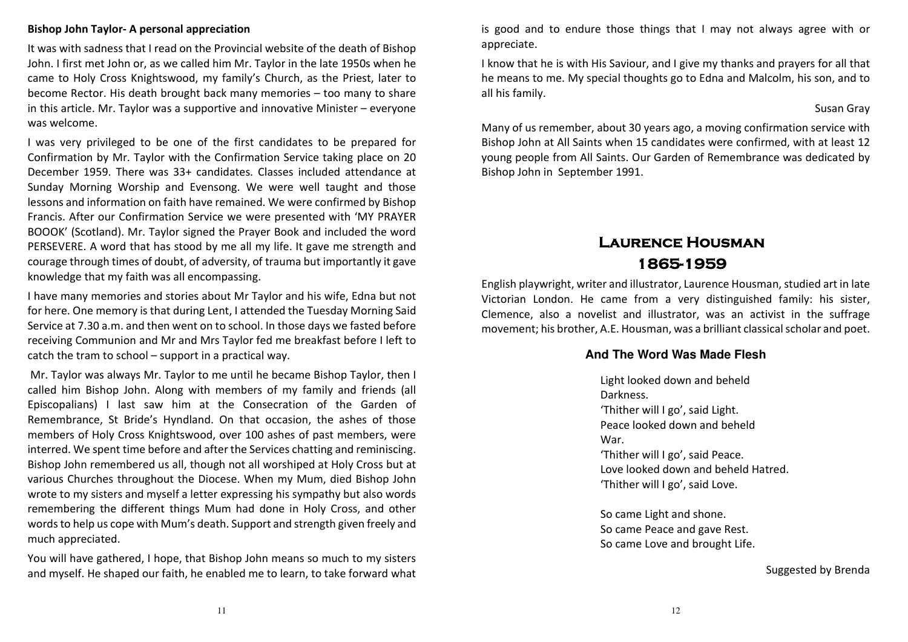**Bishop John Taylor- A personal appreciation**

It was with sadness that I read on the Provincial website of the death of Bishop John. I first met John or, as we called him Mr. Taylor in the late 1950s when he came to Holy Cross Knightswood, my family's Church, as the Priest, later to become Rector. His death brought back many memories – too many to share in this article. Mr. Taylor was a supportive and innovative Minister – everyone was welcome.

I was very privileged to be one of the first candidates to be prepared for Confirmation by Mr. Taylor with the Confirmation Service taking place on 20 December 1959. There was 33+ candidates. Classes included attendance at Sunday Morning Worship and Evensong. We were well taught and those lessons and information on faith have remained. We were confirmed by Bishop Francis. After our Confirmation Service we were presented with 'MY PRAYER BOOOK' (Scotland). Mr. Taylor signed the Prayer Book and included the word PERSEVERE. A word that has stood by me all my life. It gave me strength and courage through times of doubt, of adversity, of trauma but importantly it gave knowledge that my faith was all encompassing.

I have many memories and stories about Mr Taylor and his wife, Edna but not for here. One memory is that during Lent, I attended the Tuesday Morning Said Service at 7.30 a.m. and then went on to school. In those days we fasted before receiving Communion and Mr and Mrs Taylor fed me breakfast before I left to catch the tram to school – support in a practical way.

Mr. Taylor was always Mr. Taylor to me until he became Bishop Taylor, then I called him Bishop John. Along with members of my family and friends (all Episcopalians) I last saw him at the Consecration of the Garden of Remembrance, St Bride's Hyndland. On that occasion, the ashes of those members of Holy Cross Knightswood, over 100 ashes of past members, were interred. We spent time before and after the Services chatting and reminiscing. Bishop John remembered us all, though not all worshiped at Holy Cross but at various Churches throughout the Diocese. When my Mum, died Bishop John wrote to my sisters and myself a letter expressing his sympathy but also words remembering the different things Mum had done in Holy Cross, and other words to help us cope with Mum's death. Support and strength given freely and much appreciated.

You will have gathered, I hope, that Bishop John means so much to my sisters and myself. He shaped our faith, he enabled me to learn, to take forward what is good and to endure those things that I may not always agree with or appreciate.

I know that he is with His Saviour, and I give my thanks and prayers for all that he means to me. My special thoughts go to Edna and Malcolm, his son, and to all his family.

Susan Gray

Many of us remember, about 30 years ago, a moving confirmation service with Bishop John at All Saints when 15 candidates were confirmed, with at least 12 young people from All Saints. Our Garden of Remembrance was dedicated by Bishop John in September 1991.

# Laurence Housman
# 1865-1959

English playwright, writer and illustrator, Laurence Housman, studied art in late Victorian London. He came from a very distinguished family: his sister, Clemence, also a novelist and illustrator, was an activist in the suffrage movement; his brother, A.E. Housman, was a brilliant classical scholar and poet.

### And The Word Was Made Flesh

Light looked down and beheld  
Darkness.  
'Thither will I go', said Light.  
Peace looked down and beheld  
War.  
'Thither will I go', said Peace.  
Love looked down and beheld Hatred.  
'Thither will I go', said Love.

So came Light and shone.  
So came Peace and gave Rest.  
So came Love and brought Life.

Suggested by Brenda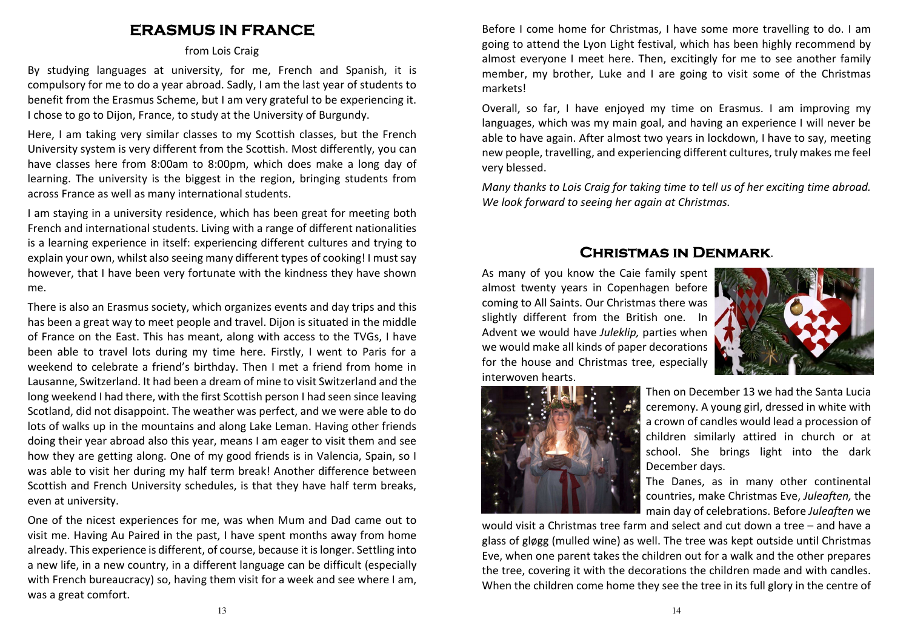# ERASMUS IN FRANCE

from Lois Craig

By studying languages at university, for me, French and Spanish, it is compulsory for me to do a year abroad. Sadly, I am the last year of students to benefit from the Erasmus Scheme, but I am very grateful to be experiencing it. I chose to go to Dijon, France, to study at the University of Burgundy.

Here, I am taking very similar classes to my Scottish classes, but the French University system is very different from the Scottish. Most differently, you can have classes here from 8:00am to 8:00pm, which does make a long day of learning. The university is the biggest in the region, bringing students from across France as well as many international students.

I am staying in a university residence, which has been great for meeting both French and international students. Living with a range of different nationalities is a learning experience in itself: experiencing different cultures and trying to explain your own, whilst also seeing many different types of cooking! I must say however, that I have been very fortunate with the kindness they have shown me.

There is also an Erasmus society, which organizes events and day trips and this has been a great way to meet people and travel. Dijon is situated in the middle of France on the East. This has meant, along with access to the TVGs, I have been able to travel lots during my time here. Firstly, I went to Paris for a weekend to celebrate a friend's birthday. Then I met a friend from home in Lausanne, Switzerland. It had been a dream of mine to visit Switzerland and the long weekend I had there, with the first Scottish person I had seen since leaving Scotland, did not disappoint. The weather was perfect, and we were able to do lots of walks up in the mountains and along Lake Leman. Having other friends doing their year abroad also this year, means I am eager to visit them and see how they are getting along. One of my good friends is in Valencia, Spain, so I was able to visit her during my half term break! Another difference between Scottish and French University schedules, is that they have half term breaks, even at university.

One of the nicest experiences for me, was when Mum and Dad came out to visit me. Having Au Paired in the past, I have spent months away from home already. This experience is different, of course, because it is longer. Settling into a new life, in a new country, in a different language can be difficult (especially with French bureaucracy) so, having them visit for a week and see where I am, was a great comfort.

Before I come home for Christmas, I have some more travelling to do. I am going to attend the Lyon Light festival, which has been highly recommend by almost everyone I meet here. Then, excitingly for me to see another family member, my brother, Luke and I are going to visit some of the Christmas markets!

Overall, so far, I have enjoyed my time on Erasmus. I am improving my languages, which was my main goal, and having an experience I will never be able to have again. After almost two years in lockdown, I have to say, meeting new people, travelling, and experiencing different cultures, truly makes me feel very blessed.

*Many thanks to Lois Craig for taking time to tell us of her exciting time abroad. We look forward to seeing her again at Christmas.*

# CHRISTMAS IN DENMARK.

As many of you know the Caie family spent almost twenty years in Copenhagen before coming to All Saints. Our Christmas there was slightly different from the British one. In Advent we would have *Juleklip,* parties when we would make all kinds of paper decorations for the house and Christmas tree, especially interwoven hearts.

Then on December 13 we had the Santa Lucia ceremony. A young girl, dressed in white with a crown of candles would lead a procession of children similarly attired in church or at school. She brings light into the dark December days.

The Danes, as in many other continental countries, make Christmas Eve, *Juleaften,* the main day of celebrations. Before *Juleaften* we would visit a Christmas tree farm and select and cut down a tree – and have a glass of gløgg (mulled wine) as well. The tree was kept outside until Christmas Eve, when one parent takes the children out for a walk and the other prepares the tree, covering it with the decorations the children made and with candles. When the children come home they see the tree in its full glory in the centre of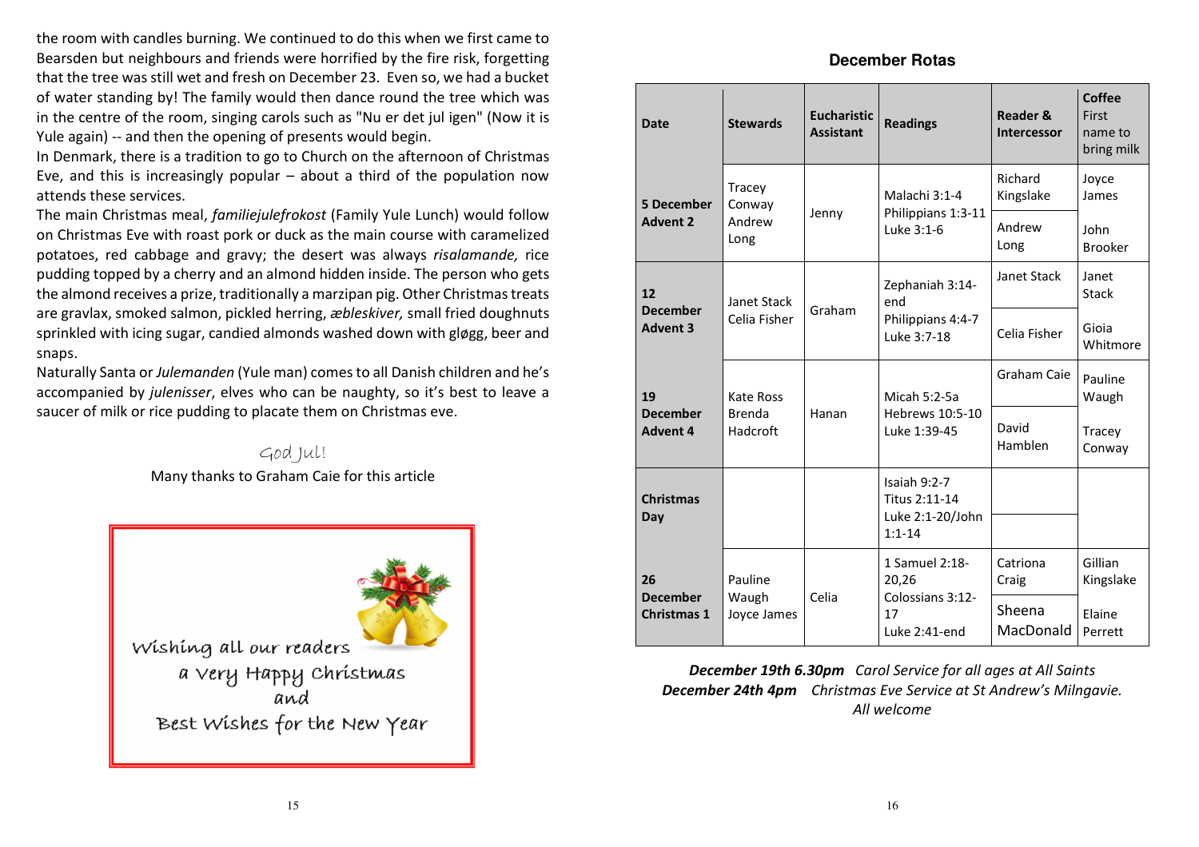the room with candles burning. We continued to do this when we first came to Bearsden but neighbours and friends were horrified by the fire risk, forgetting that the tree was still wet and fresh on December 23. Even so, we had a bucket of water standing by! The family would then dance round the tree which was in the centre of the room, singing carols such as "Nu er det jul igen" (Now it is Yule again) -- and then the opening of presents would begin.

In Denmark, there is a tradition to go to Church on the afternoon of Christmas Eve, and this is increasingly popular – about a third of the population now attends these services.

The main Christmas meal, *familiejulefrokost* (Family Yule Lunch) would follow on Christmas Eve with roast pork or duck as the main course with caramelized potatoes, red cabbage and gravy; the desert was always *risalamande,* rice pudding topped by a cherry and an almond hidden inside. The person who gets the almond receives a prize, traditionally a marzipan pig. Other Christmas treats are gravlax, smoked salmon, pickled herring, *æbleskiver,* small fried doughnuts sprinkled with icing sugar, candied almonds washed down with gløgg, beer and snaps.

Naturally Santa or *Julemanden* (Yule man) comes to all Danish children and he's accompanied by *julenisser*, elves who can be naughty, so it's best to leave a saucer of milk or rice pudding to placate them on Christmas eve.

God Jul!

Many thanks to Graham Caie for this article

Wishing all our readers
a very Happy Christmas
and
Best Wishes for the New Year

## December Rotas

| Date | Stewards | Eucharistic Assistant | Readings | Reader & Intercessor | Coffee First name to bring milk |
|---|---|---|---|---|---|
| **5 December Advent 2** | Tracey Conway, Andrew Long | Jenny | Malachi 3:1-4, Philippians 1:3-11, Luke 3:1-6 | Richard Kingslake | Joyce James |
| | | | | Andrew Long | John Brooker |
| **12 December Advent 3** | Janet Stack, Celia Fisher | Graham | Zephaniah 3:14-end, Philippians 4:4-7, Luke 3:7-18 | Janet Stack | Janet Stack |
| | | | | Celia Fisher | Gioia Whitmore |
| **19 December Advent 4** | Kate Ross, Brenda Hadcroft | Hanan | Micah 5:2-5a, Hebrews 10:5-10, Luke 1:39-45 | Graham Caie | Pauline Waugh |
| | | | | David Hamblen | Tracey Conway |
| **Christmas Day** | | | Isaiah 9:2-7, Titus 2:11-14, Luke 2:1-20/John 1:1-14 | | |
| | | | | | |
| **26 December Christmas 1** | Pauline Waugh, Joyce James | Celia | 1 Samuel 2:18-20,26, Colossians 3:12-17, Luke 2:41-end | Catriona Craig | Gillian Kingslake |
| | | | | Sheena MacDonald | Elaine Perrett |

***December 19th 6.30pm*** *Carol Service for all ages at All Saints*
***December 24th 4pm*** *Christmas Eve Service at St Andrew's Milngavie.*
*All welcome*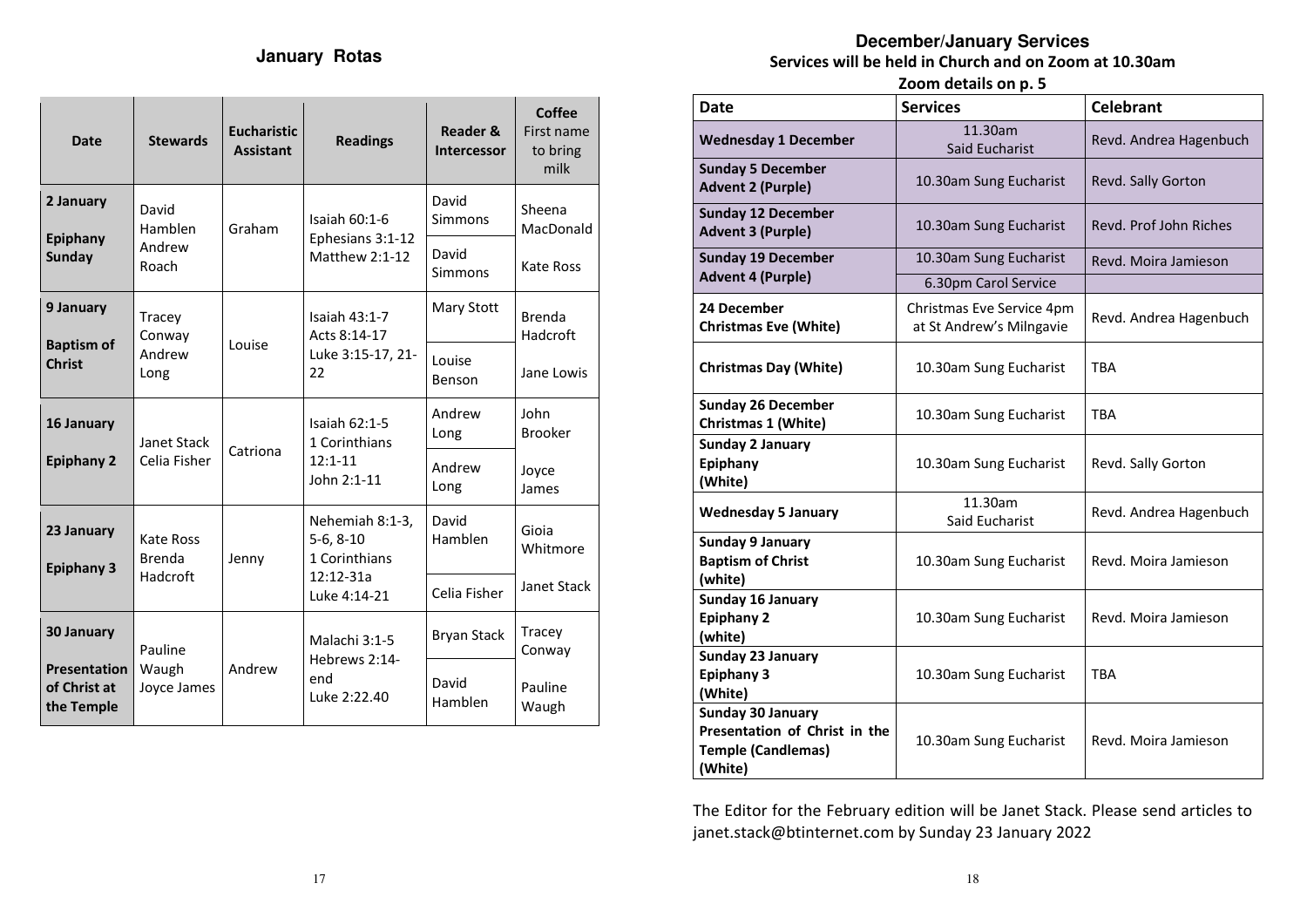## January Rotas

| Date | Stewards | Eucharistic Assistant | Readings | Reader & Intercessor | Coffee First name to bring milk |
|---|---|---|---|---|---|
| **2 January** **Epiphany Sunday** | David Hamblen Andrew Roach | Graham | Isaiah 60:1-6 Ephesians 3:1-12 Matthew 2:1-12 | David Simmons | Sheena MacDonald |
| | | | | David Simmons | Kate Ross |
| **9 January** **Baptism of Christ** | Tracey Conway Andrew Long | Louise | Isaiah 43:1-7 Acts 8:14-17 Luke 3:15-17, 21-22 | Mary Stott | Brenda Hadcroft |
| | | | | Louise Benson | Jane Lowis |
| **16 January** **Epiphany 2** | Janet Stack Celia Fisher | Catriona | Isaiah 62:1-5 1 Corinthians 12:1-11 John 2:1-11 | Andrew Long | John Brooker |
| | | | | Andrew Long | Joyce James |
| **23 January** **Epiphany 3** | Kate Ross Brenda Hadcroft | Jenny | Nehemiah 8:1-3, 5-6, 8-10 1 Corinthians 12:12-31a Luke 4:14-21 | David Hamblen | Gioia Whitmore |
| | | | | Celia Fisher | Janet Stack |
| **30 January** **Presentation of Christ at the Temple** | Pauline Waugh Joyce James | Andrew | Malachi 3:1-5 Hebrews 2:14-end Luke 2:22.40 | Bryan Stack | Tracey Conway |
| | | | | David Hamblen | Pauline Waugh |

## December/January Services

**Services will be held in Church and on Zoom at 10.30am**

**Zoom details on p. 5**

| Date | Services | Celebrant |
|---|---|---|
| **Wednesday 1 December** | 11.30am Said Eucharist | Revd. Andrea Hagenbuch |
| **Sunday 5 December Advent 2 (Purple)** | 10.30am Sung Eucharist | Revd. Sally Gorton |
| **Sunday 12 December Advent 3 (Purple)** | 10.30am Sung Eucharist | Revd. Prof John Riches |
| **Sunday 19 December Advent 4 (Purple)** | 10.30am Sung Eucharist | Revd. Moira Jamieson |
| | 6.30pm Carol Service | |
| **24 December Christmas Eve (White)** | Christmas Eve Service 4pm at St Andrew's Milngavie | Revd. Andrea Hagenbuch |
| **Christmas Day (White)** | 10.30am Sung Eucharist | TBA |
| **Sunday 26 December Christmas 1 (White)** | 10.30am Sung Eucharist | TBA |
| **Sunday 2 January Epiphany (White)** | 10.30am Sung Eucharist | Revd. Sally Gorton |
| **Wednesday 5 January** | 11.30am Said Eucharist | Revd. Andrea Hagenbuch |
| **Sunday 9 January Baptism of Christ (white)** | 10.30am Sung Eucharist | Revd. Moira Jamieson |
| **Sunday 16 January Epiphany 2 (white)** | 10.30am Sung Eucharist | Revd. Moira Jamieson |
| **Sunday 23 January Epiphany 3 (White)** | 10.30am Sung Eucharist | TBA |
| **Sunday 30 January Presentation of Christ in the Temple (Candlemas) (White)** | 10.30am Sung Eucharist | Revd. Moira Jamieson |

The Editor for the February edition will be Janet Stack. Please send articles to janet.stack@btinternet.com by Sunday 23 January 2022